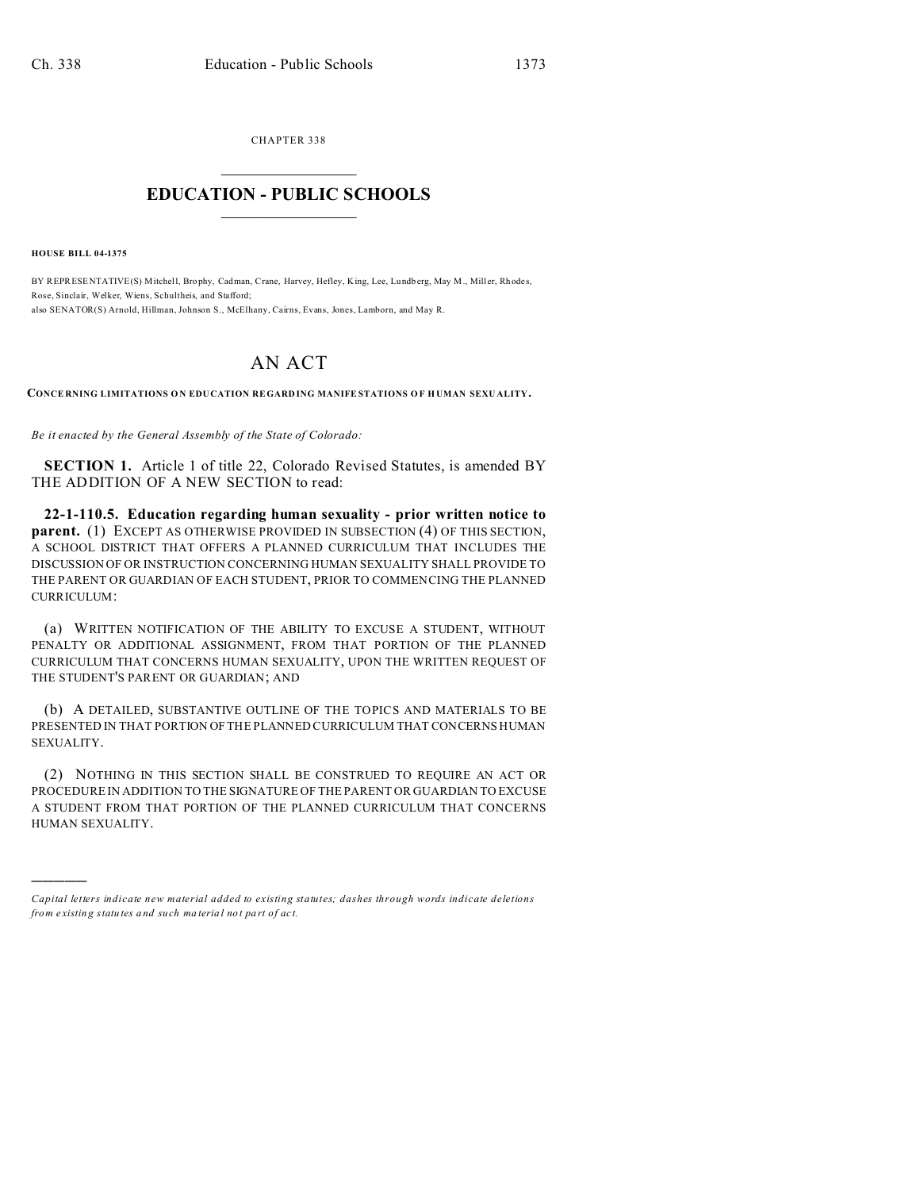CHAPTER 338

# EDUCATION - PUBLIC SCHOOLS

**HOUSE BILL 04-1375**

BY REPRESENTATIVE(S) Mitchell, Brophy, Cadman, Crane, Harvey, Hefley, King, Lee, Lundberg, May M., Miller, Rhodes, Rose, Sinclair, Welker, Wiens, Schultheis, and Stafford;
also SENATOR(S) Arnold, Hillman, Johnson S., McElhany, Cairns, Evans, Jones, Lamborn, and May R.

# AN ACT

**CONCERNING LIMITATIONS ON EDUCATION REGARDING MANIFESTATIONS OF HUMAN SEXUALITY.**

*Be it enacted by the General Assembly of the State of Colorado:*

**SECTION 1.** Article 1 of title 22, Colorado Revised Statutes, is amended BY THE ADDITION OF A NEW SECTION to read:

**22-1-110.5. Education regarding human sexuality - prior written notice to parent.** (1) EXCEPT AS OTHERWISE PROVIDED IN SUBSECTION (4) OF THIS SECTION, A SCHOOL DISTRICT THAT OFFERS A PLANNED CURRICULUM THAT INCLUDES THE DISCUSSION OF OR INSTRUCTION CONCERNING HUMAN SEXUALITY SHALL PROVIDE TO THE PARENT OR GUARDIAN OF EACH STUDENT, PRIOR TO COMMENCING THE PLANNED CURRICULUM:

(a) WRITTEN NOTIFICATION OF THE ABILITY TO EXCUSE A STUDENT, WITHOUT PENALTY OR ADDITIONAL ASSIGNMENT, FROM THAT PORTION OF THE PLANNED CURRICULUM THAT CONCERNS HUMAN SEXUALITY, UPON THE WRITTEN REQUEST OF THE STUDENT'S PARENT OR GUARDIAN; AND

(b) A DETAILED, SUBSTANTIVE OUTLINE OF THE TOPICS AND MATERIALS TO BE PRESENTED IN THAT PORTION OF THE PLANNED CURRICULUM THAT CONCERNS HUMAN SEXUALITY.

(2) NOTHING IN THIS SECTION SHALL BE CONSTRUED TO REQUIRE AN ACT OR PROCEDURE IN ADDITION TO THE SIGNATURE OF THE PARENT OR GUARDIAN TO EXCUSE A STUDENT FROM THAT PORTION OF THE PLANNED CURRICULUM THAT CONCERNS HUMAN SEXUALITY.

---

*Capital letters indicate new material added to existing statutes; dashes through words indicate deletions from existing statutes and such material not part of act.*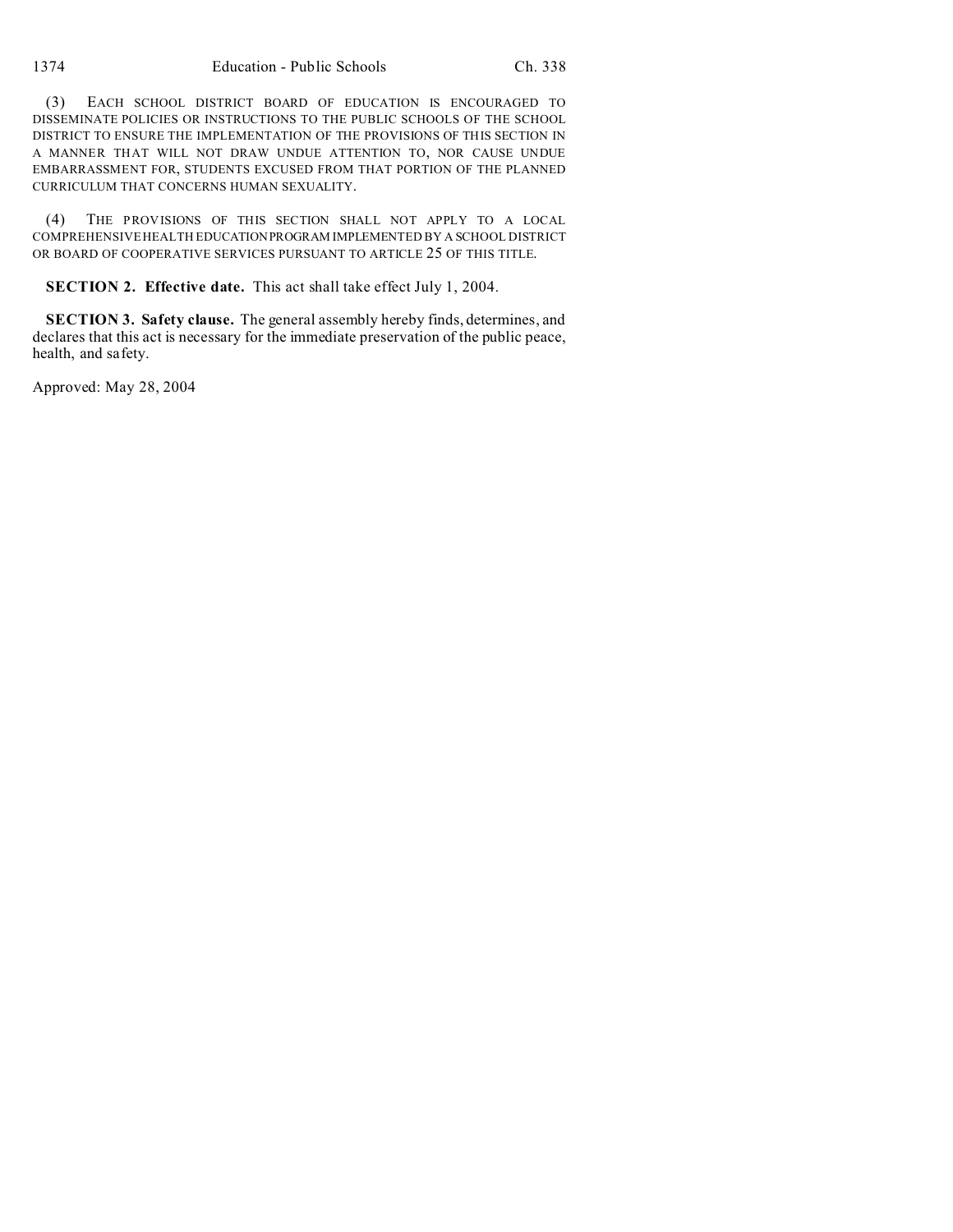(3) EACH SCHOOL DISTRICT BOARD OF EDUCATION IS ENCOURAGED TO DISSEMINATE POLICIES OR INSTRUCTIONS TO THE PUBLIC SCHOOLS OF THE SCHOOL DISTRICT TO ENSURE THE IMPLEMENTATION OF THE PROVISIONS OF THIS SECTION IN A MANNER THAT WILL NOT DRAW UNDUE ATTENTION TO, NOR CAUSE UNDUE EMBARRASSMENT FOR, STUDENTS EXCUSED FROM THAT PORTION OF THE PLANNED CURRICULUM THAT CONCERNS HUMAN SEXUALITY.

(4) THE PROVISIONS OF THIS SECTION SHALL NOT APPLY TO A LOCAL COMPREHENSIVE HEALTH EDUCATION PROGRAM IMPLEMENTED BY A SCHOOL DISTRICT OR BOARD OF COOPERATIVE SERVICES PURSUANT TO ARTICLE 25 OF THIS TITLE.

**SECTION 2. Effective date.** This act shall take effect July 1, 2004.

**SECTION 3. Safety clause.** The general assembly hereby finds, determines, and declares that this act is necessary for the immediate preservation of the public peace, health, and safety.

Approved: May 28, 2004